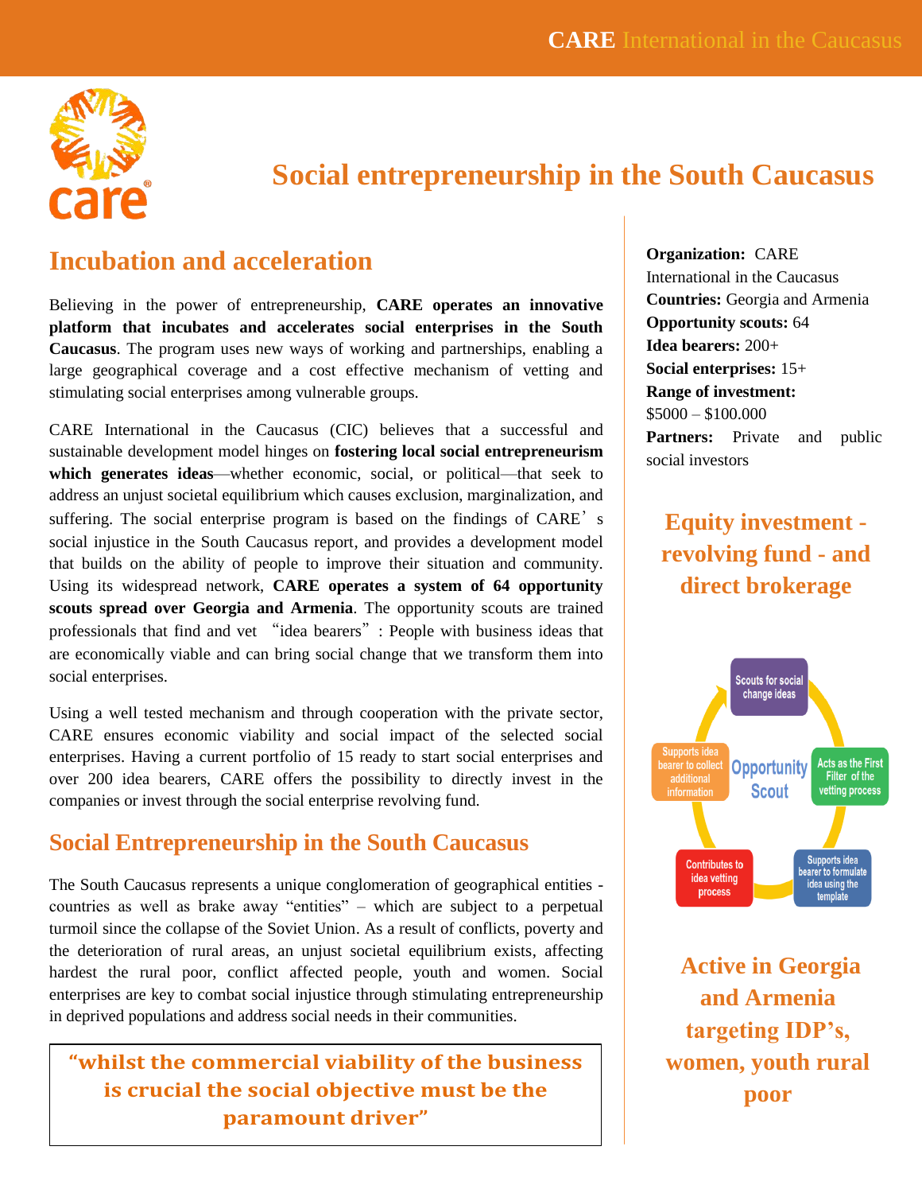# Social entrepreneurship in the South Caucasus

## Incubation and acceleration

Believing in the power of entrepreneurship, **CARE operates an innovative platform that incubates and accelerates social enterprises in the South Caucasus**. The program uses new ways of working and partnerships, enabling a large geographical coverage and a cost effective mechanism of vetting and stimulating social enterprises among vulnerable groups.

CARE International in the Caucasus (CIC) believes that a successful and sustainable development model hinges on **fostering local social entrepreneurism which generates ideas**—whether economic, social, or political—that seek to address an unjust societal equilibrium which causes exclusion, marginalization, and suffering. The social enterprise program is based on the findings of CARE's social injustice in the South Caucasus report, and provides a development model that builds on the ability of people to improve their situation and community. Using its widespread network, **CARE operates a system of 64 opportunity scouts spread over Georgia and Armenia**. The opportunity scouts are trained professionals that find and vet "idea bearers": People with business ideas that are economically viable and can bring social change that we transform them into social enterprises.

Using a well tested mechanism and through cooperation with the private sector, CARE ensures economic viability and social impact of the selected social enterprises. Having a current portfolio of 15 ready to start social enterprises and over 200 idea bearers, CARE offers the possibility to directly invest in the companies or invest through the social enterprise revolving fund.

## Social Entrepreneurship in the South Caucasus

The South Caucasus represents a unique conglomeration of geographical entities - countries as well as brake away "entities" – which are subject to a perpetual turmoil since the collapse of the Soviet Union. As a result of conflicts, poverty and the deterioration of rural areas, an unjust societal equilibrium exists, affecting hardest the rural poor, conflict affected people, youth and women. Social enterprises are key to combat social injustice through stimulating entrepreneurship in deprived populations and address social needs in their communities.

> **"whilst the commercial viability of the business is crucial the social objective must be the paramount driver"**

**Organization:** CARE International in the Caucasus
**Countries:** Georgia and Armenia
**Opportunity scouts:** 64
**Idea bearers:** 200+
**Social enterprises:** 15+
**Range of investment:** $5000 – $100.000
**Partners:** Private and public social investors

### Equity investment - revolving fund - and direct brokerage

Opportunity Scout:
- Scouts for social change ideas
- Acts as the First Filter of the vetting process
- Supports idea bearer to formulate idea using the template
- Contributes to idea vetting process
- Supports idea bearer to collect additional information

### Active in Georgia and Armenia targeting IDP's, women, youth rural poor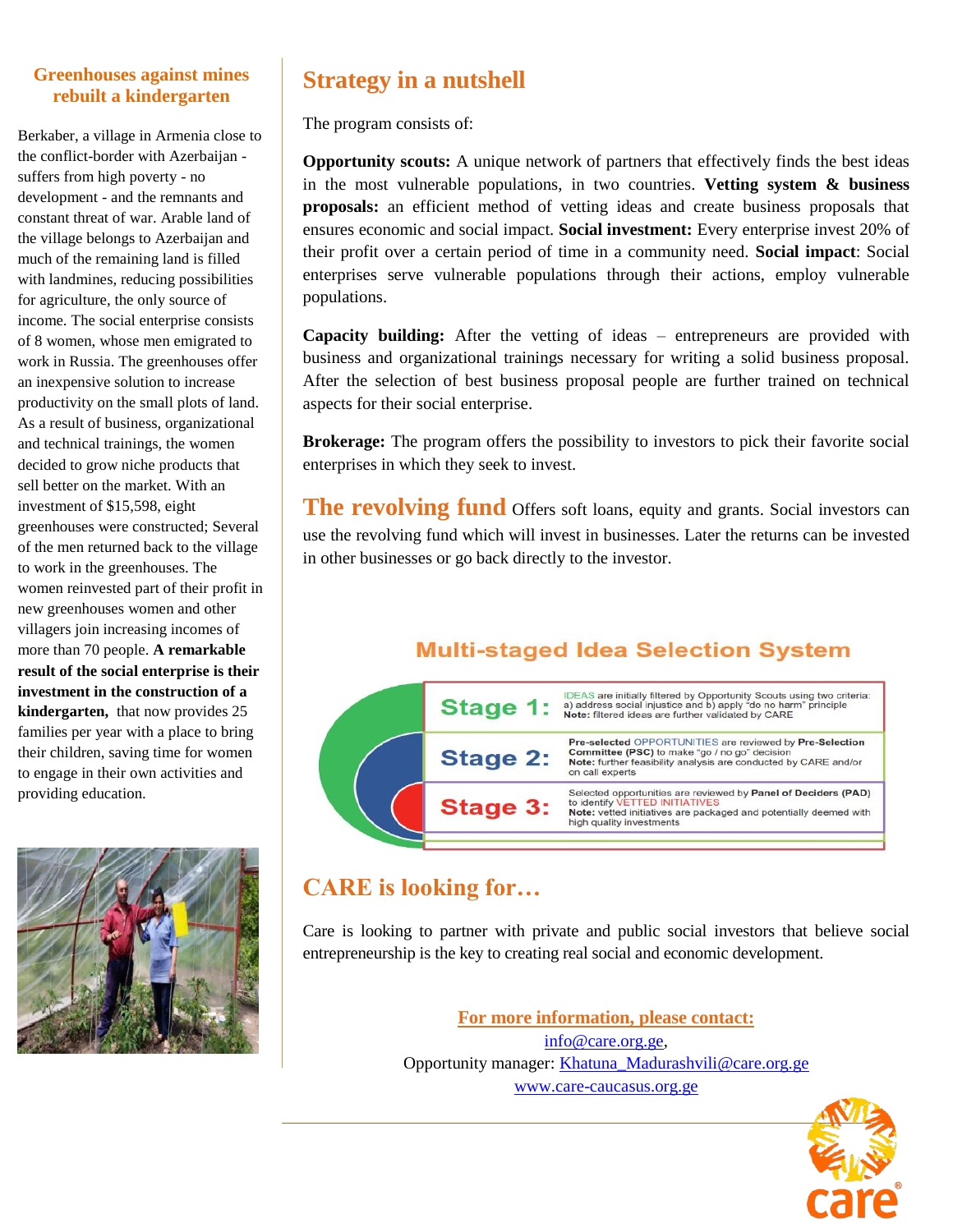## Greenhouses against mines rebuilt a kindergarten

Berkaber, a village in Armenia close to the conflict-border with Azerbaijan - suffers from high poverty - no development - and the remnants and constant threat of war. Arable land of the village belongs to Azerbaijan and much of the remaining land is filled with landmines, reducing possibilities for agriculture, the only source of income. The social enterprise consists of 8 women, whose men emigrated to work in Russia. The greenhouses offer an inexpensive solution to increase productivity on the small plots of land. As a result of business, organizational and technical trainings, the women decided to grow niche products that sell better on the market. With an investment of $15,598, eight greenhouses were constructed; Several of the men returned back to the village to work in the greenhouses. The women reinvested part of their profit in new greenhouses women and other villagers join increasing incomes of more than 70 people. **A remarkable result of the social enterprise is their investment in the construction of a kindergarten,** that now provides 25 families per year with a place to bring their children, saving time for women to engage in their own activities and providing education.

## Strategy in a nutshell

The program consists of:

**Opportunity scouts:** A unique network of partners that effectively finds the best ideas in the most vulnerable populations, in two countries. **Vetting system & business proposals:** an efficient method of vetting ideas and create business proposals that ensures economic and social impact. **Social investment:** Every enterprise invest 20% of their profit over a certain period of time in a community need. **Social impact**: Social enterprises serve vulnerable populations through their actions, employ vulnerable populations.

**Capacity building:** After the vetting of ideas – entrepreneurs are provided with business and organizational trainings necessary for writing a solid business proposal. After the selection of best business proposal people are further trained on technical aspects for their social enterprise.

**Brokerage:** The program offers the possibility to investors to pick their favorite social enterprises in which they seek to invest.

**The revolving fund** Offers soft loans, equity and grants. Social investors can use the revolving fund which will invest in businesses. Later the returns can be invested in other businesses or go back directly to the investor.

### Multi-staged Idea Selection System

Stage 1: IDEAS are initially filtered by Opportunity Scouts using two criteria: a) address social injustice and b) apply "do no harm" principle
Note: filtered ideas are further validated by CARE

Stage 2: Pre-selected OPPORTUNITIES are reviewed by Pre-Selection Committee (PSC) to make "go / no go" decision
Note: further feasibility analysis are conducted by CARE and/or on call experts

Stage 3: Selected opportunities are reviewed by Panel of Deciders (PAD) to identify VETTED INITIATIVES
Note: vetted initiatives are packaged and potentially deemed with high quality investments

## CARE is looking for…

Care is looking to partner with private and public social investors that believe social entrepreneurship is the key to creating real social and economic development.

**For more information, please contact:**
info@care.org.ge,
Opportunity manager: Khatuna_Madurashvili@care.org.ge
www.care-caucasus.org.ge

care